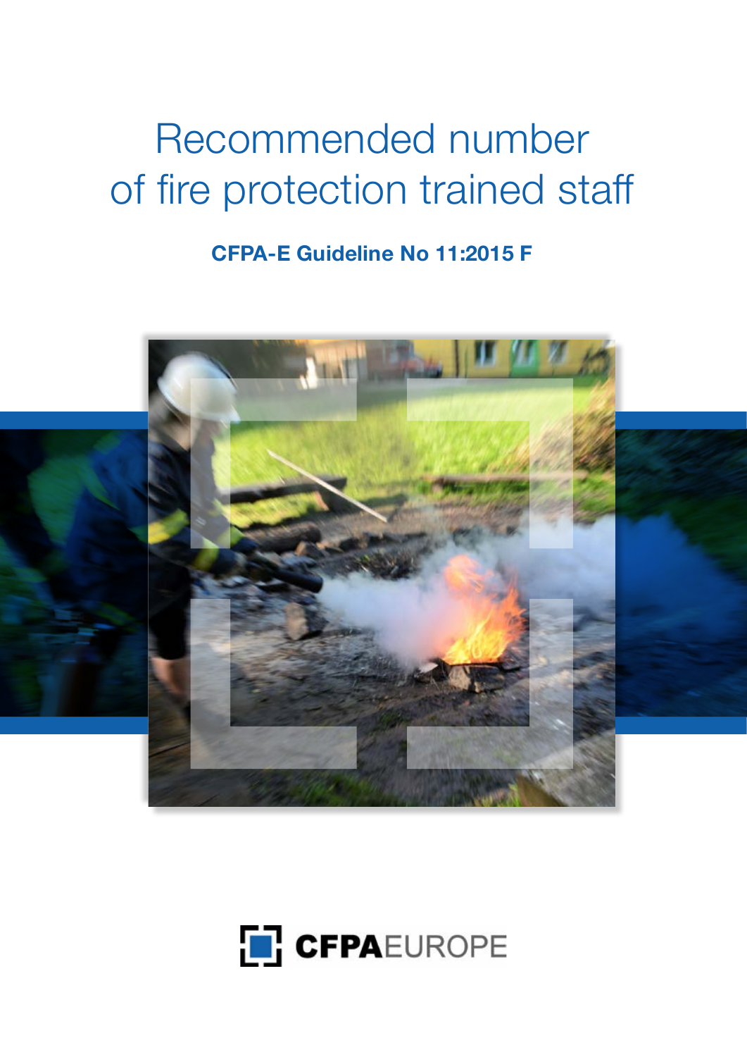# Recommended number of fire protection trained staff

**CFPA-E Guideline No 11:2015 F**

CFPA EUROPE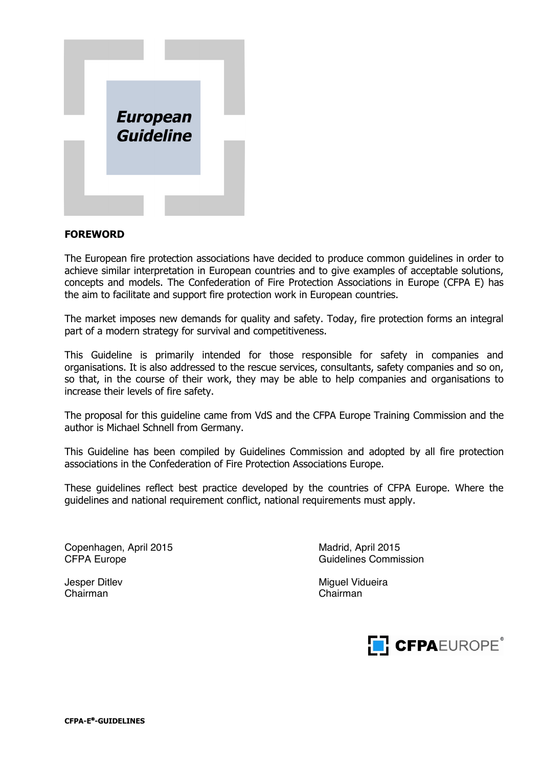European Guideline

## FOREWORD

The European fire protection associations have decided to produce common guidelines in order to achieve similar interpretation in European countries and to give examples of acceptable solutions, concepts and models. The Confederation of Fire Protection Associations in Europe (CFPA E) has the aim to facilitate and support fire protection work in European countries.

The market imposes new demands for quality and safety. Today, fire protection forms an integral part of a modern strategy for survival and competitiveness.

This Guideline is primarily intended for those responsible for safety in companies and organisations. It is also addressed to the rescue services, consultants, safety companies and so on, so that, in the course of their work, they may be able to help companies and organisations to increase their levels of fire safety.

The proposal for this guideline came from VdS and the CFPA Europe Training Commission and the author is Michael Schnell from Germany.

This Guideline has been compiled by Guidelines Commission and adopted by all fire protection associations in the Confederation of Fire Protection Associations Europe.

These guidelines reflect best practice developed by the countries of CFPA Europe. Where the guidelines and national requirement conflict, national requirements must apply.

Copenhagen, April 2015
CFPA Europe

Jesper Ditlev
Chairman

Madrid, April 2015
Guidelines Commission

Miguel Vidueira
Chairman

CFPAEUROPE®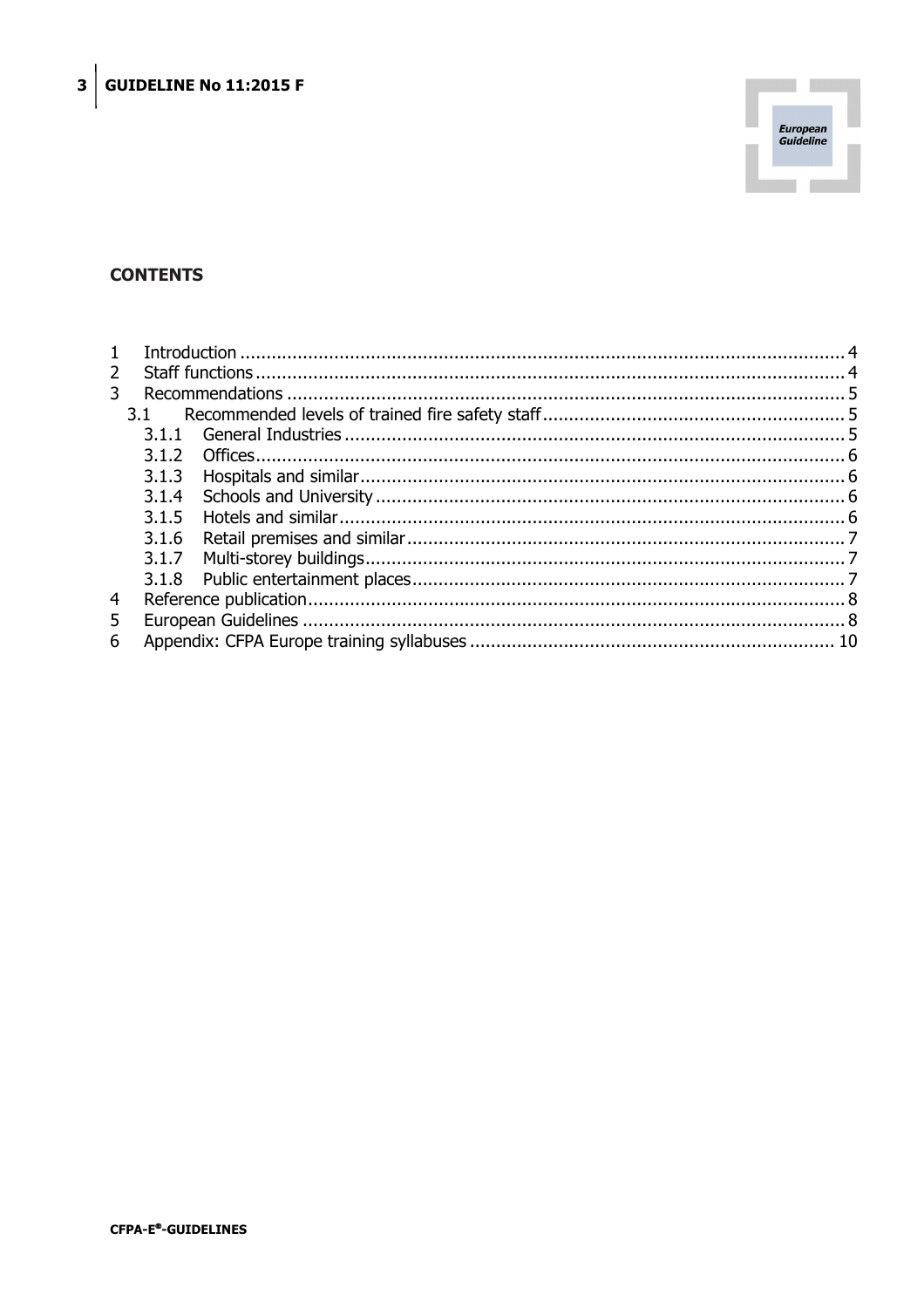## CONTENTS

1 Introduction ........................................................................................................... 4
2 Staff functions ........................................................................................................ 4
3 Recommendations .................................................................................................. 5
  3.1 Recommended levels of trained fire safety staff .................................................. 5
    3.1.1 General Industries ....................................................................................... 5
    3.1.2 Offices ........................................................................................................ 6
    3.1.3 Hospitals and similar .................................................................................... 6
    3.1.4 Schools and University ................................................................................. 6
    3.1.5 Hotels and similar ........................................................................................ 6
    3.1.6 Retail premises and similar ........................................................................... 7
    3.1.7 Multi-storey buildings ................................................................................... 7
    3.1.8 Public entertainment places .......................................................................... 7
4 Reference publication .............................................................................................. 8
5 European Guidelines ............................................................................................... 8
6 Appendix: CFPA Europe training syllabuses .............................................................. 10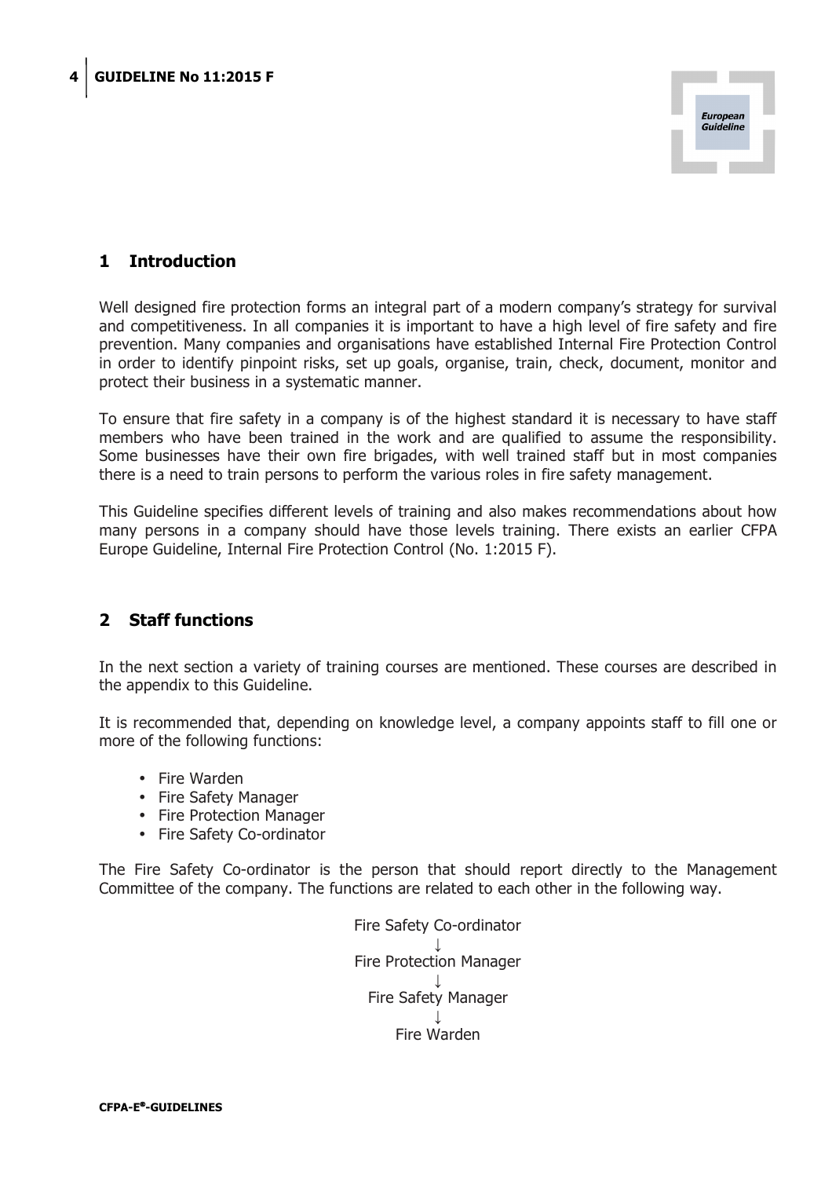## 1 Introduction

Well designed fire protection forms an integral part of a modern company's strategy for survival and competitiveness. In all companies it is important to have a high level of fire safety and fire prevention. Many companies and organisations have established Internal Fire Protection Control in order to identify pinpoint risks, set up goals, organise, train, check, document, monitor and protect their business in a systematic manner.

To ensure that fire safety in a company is of the highest standard it is necessary to have staff members who have been trained in the work and are qualified to assume the responsibility. Some businesses have their own fire brigades, with well trained staff but in most companies there is a need to train persons to perform the various roles in fire safety management.

This Guideline specifies different levels of training and also makes recommendations about how many persons in a company should have those levels training. There exists an earlier CFPA Europe Guideline, Internal Fire Protection Control (No. 1:2015 F).

## 2 Staff functions

In the next section a variety of training courses are mentioned. These courses are described in the appendix to this Guideline.

It is recommended that, depending on knowledge level, a company appoints staff to fill one or more of the following functions:

- Fire Warden
- Fire Safety Manager
- Fire Protection Manager
- Fire Safety Co-ordinator

The Fire Safety Co-ordinator is the person that should report directly to the Management Committee of the company. The functions are related to each other in the following way.

Fire Safety Co-ordinator
↓
Fire Protection Manager
↓
Fire Safety Manager
↓
Fire Warden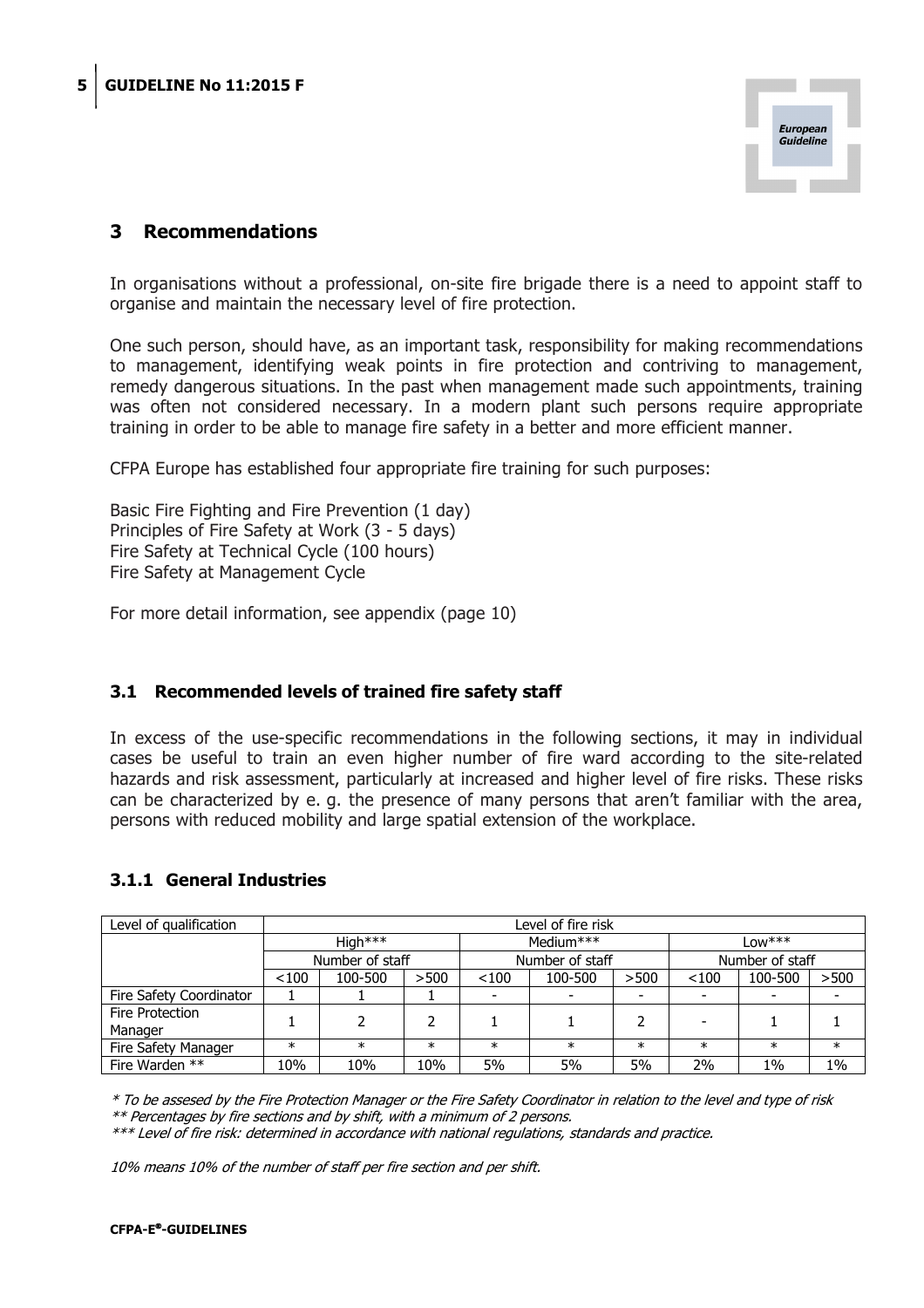## 3 Recommendations

In organisations without a professional, on-site fire brigade there is a need to appoint staff to organise and maintain the necessary level of fire protection.

One such person, should have, as an important task, responsibility for making recommendations to management, identifying weak points in fire protection and contriving to management, remedy dangerous situations. In the past when management made such appointments, training was often not considered necessary. In a modern plant such persons require appropriate training in order to be able to manage fire safety in a better and more efficient manner.

CFPA Europe has established four appropriate fire training for such purposes:

Basic Fire Fighting and Fire Prevention (1 day)
Principles of Fire Safety at Work (3 - 5 days)
Fire Safety at Technical Cycle (100 hours)
Fire Safety at Management Cycle

For more detail information, see appendix (page 10)

### 3.1 Recommended levels of trained fire safety staff

In excess of the use-specific recommendations in the following sections, it may in individual cases be useful to train an even higher number of fire ward according to the site-related hazards and risk assessment, particularly at increased and higher level of fire risks. These risks can be characterized by e. g. the presence of many persons that aren't familiar with the area, persons with reduced mobility and large spatial extension of the workplace.

#### 3.1.1 General Industries

| Level of qualification | Level of fire risk | | | | | | | | |
|---|---|---|---|---|---|---|---|---|---|
| | High*** | | | Medium*** | | | Low*** | | |
| | Number of staff | | | Number of staff | | | Number of staff | | |
| | <100 | 100-500 | >500 | <100 | 100-500 | >500 | <100 | 100-500 | >500 |
| Fire Safety Coordinator | 1 | 1 | 1 | - | - | - | - | - | - |
| Fire Protection Manager | 1 | 2 | 2 | 1 | 1 | 2 | - | 1 | 1 |
| Fire Safety Manager | * | * | * | * | * | * | * | * | * |
| Fire Warden ** | 10% | 10% | 10% | 5% | 5% | 5% | 2% | 1% | 1% |

*\* To be assesed by the Fire Protection Manager or the Fire Safety Coordinator in relation to the level and type of risk*
*\*\* Percentages by fire sections and by shift, with a minimum of 2 persons.*
*\*\*\* Level of fire risk: determined in accordance with national regulations, standards and practice.*

*10% means 10% of the number of staff per fire section and per shift.*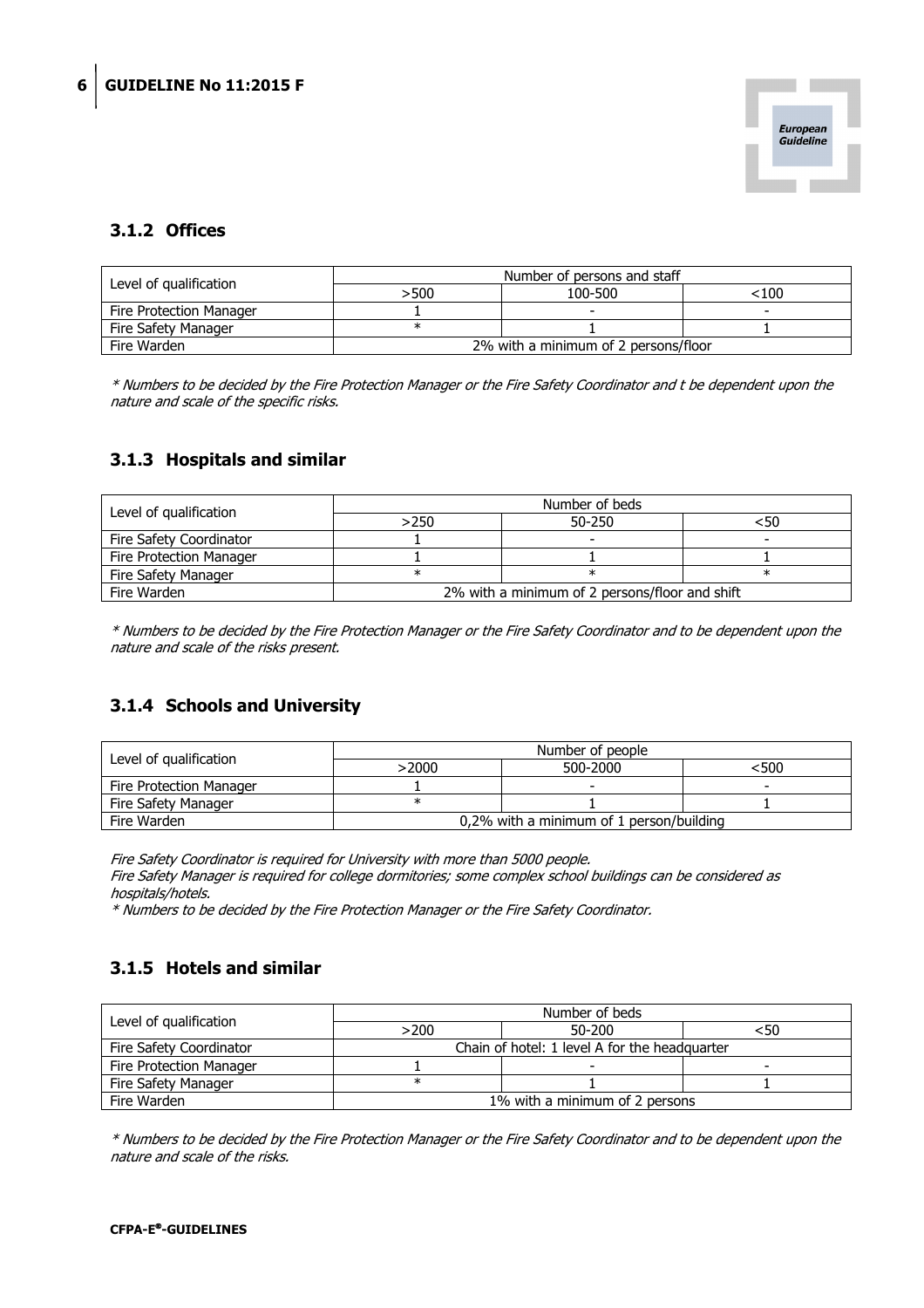### 3.1.2 Offices

| Level of qualification | Number of persons and staff | | |
|---|---|---|---|
| | >500 | 100-500 | <100 |
| Fire Protection Manager | 1 | - | - |
| Fire Safety Manager | * | 1 | 1 |
| Fire Warden | 2% with a minimum of 2 persons/floor | | |

*\* Numbers to be decided by the Fire Protection Manager or the Fire Safety Coordinator and t be dependent upon the nature and scale of the specific risks.*

### 3.1.3 Hospitals and similar

| Level of qualification | Number of beds | | |
|---|---|---|---|
| | >250 | 50-250 | <50 |
| Fire Safety Coordinator | 1 | - | - |
| Fire Protection Manager | 1 | 1 | 1 |
| Fire Safety Manager | * | * | * |
| Fire Warden | 2% with a minimum of 2 persons/floor and shift | | |

*\* Numbers to be decided by the Fire Protection Manager or the Fire Safety Coordinator and to be dependent upon the nature and scale of the risks present.*

### 3.1.4 Schools and University

| Level of qualification | Number of people | | |
|---|---|---|---|
| | >2000 | 500-2000 | <500 |
| Fire Protection Manager | 1 | - | - |
| Fire Safety Manager | * | 1 | 1 |
| Fire Warden | 0,2% with a minimum of 1 person/building | | |

*Fire Safety Coordinator is required for University with more than 5000 people.*
*Fire Safety Manager is required for college dormitories; some complex school buildings can be considered as hospitals/hotels.*
*\* Numbers to be decided by the Fire Protection Manager or the Fire Safety Coordinator.*

### 3.1.5 Hotels and similar

| Level of qualification | Number of beds | | |
|---|---|---|---|
| | >200 | 50-200 | <50 |
| Fire Safety Coordinator | Chain of hotel: 1 level A for the headquarter | | |
| Fire Protection Manager | 1 | - | - |
| Fire Safety Manager | * | 1 | 1 |
| Fire Warden | 1% with a minimum of 2 persons | | |

*\* Numbers to be decided by the Fire Protection Manager or the Fire Safety Coordinator and to be dependent upon the nature and scale of the risks.*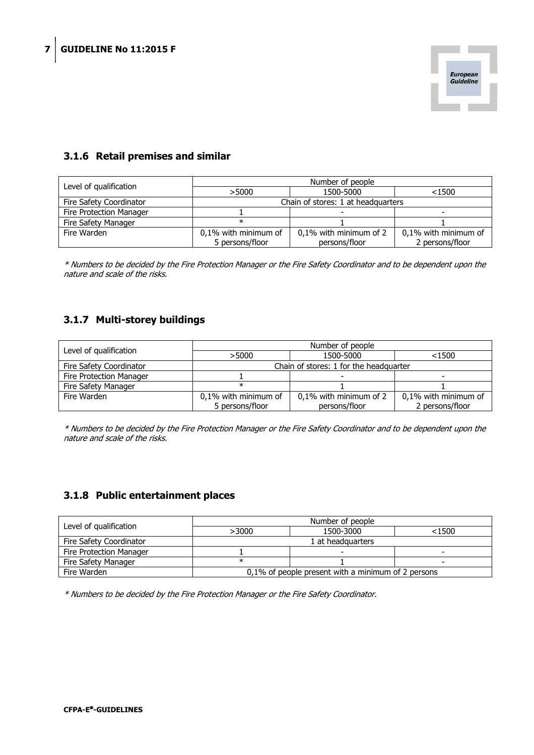### 3.1.6 Retail premises and similar

| Level of qualification | Number of people | | |
|---|---|---|---|
| | >5000 | 1500-5000 | <1500 |
| Fire Safety Coordinator | Chain of stores: 1 at headquarters | | |
| Fire Protection Manager | 1 | - | - |
| Fire Safety Manager | * | 1 | 1 |
| Fire Warden | 0,1% with minimum of 5 persons/floor | 0,1% with minimum of 2 persons/floor | 0,1% with minimum of 2 persons/floor |

*\* Numbers to be decided by the Fire Protection Manager or the Fire Safety Coordinator and to be dependent upon the nature and scale of the risks.*

### 3.1.7 Multi-storey buildings

| Level of qualification | Number of people | | |
|---|---|---|---|
| | >5000 | 1500-5000 | <1500 |
| Fire Safety Coordinator | Chain of stores: 1 for the headquarter | | |
| Fire Protection Manager | 1 | - | - |
| Fire Safety Manager | * | 1 | 1 |
| Fire Warden | 0,1% with minimum of 5 persons/floor | 0,1% with minimum of 2 persons/floor | 0,1% with minimum of 2 persons/floor |

*\* Numbers to be decided by the Fire Protection Manager or the Fire Safety Coordinator and to be dependent upon the nature and scale of the risks.*

### 3.1.8 Public entertainment places

| Level of qualification | Number of people | | |
|---|---|---|---|
| | >3000 | 1500-3000 | <1500 |
| Fire Safety Coordinator | 1 at headquarters | | |
| Fire Protection Manager | 1 | - | - |
| Fire Safety Manager | * | 1 | - |
| Fire Warden | 0,1% of people present with a minimum of 2 persons | | |

*\* Numbers to be decided by the Fire Protection Manager or the Fire Safety Coordinator.*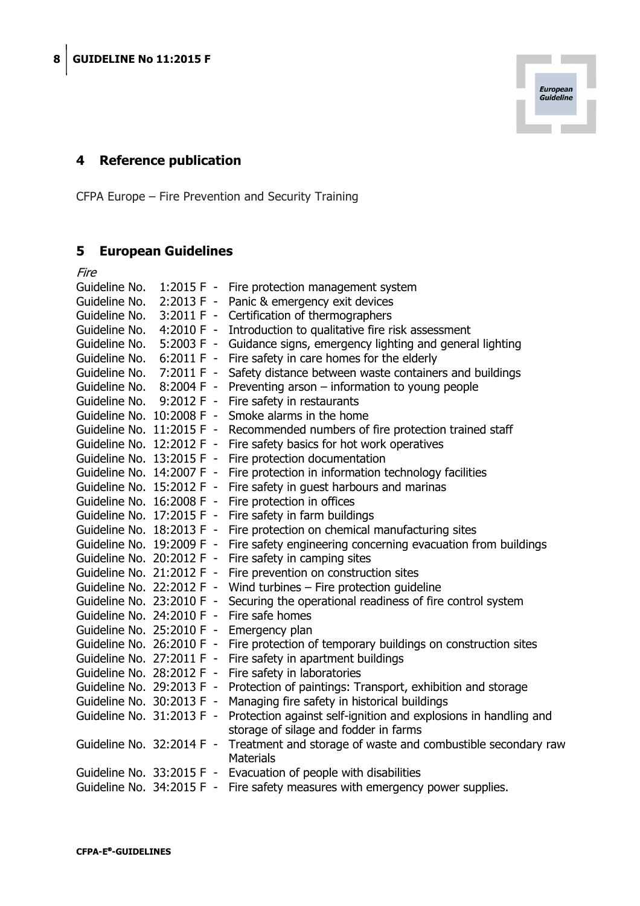## 4 Reference publication

CFPA Europe – Fire Prevention and Security Training

## 5 European Guidelines

*Fire*

Guideline No. 1:2015 F - Fire protection management system
Guideline No. 2:2013 F - Panic & emergency exit devices
Guideline No. 3:2011 F - Certification of thermographers
Guideline No. 4:2010 F - Introduction to qualitative fire risk assessment
Guideline No. 5:2003 F - Guidance signs, emergency lighting and general lighting
Guideline No. 6:2011 F - Fire safety in care homes for the elderly
Guideline No. 7:2011 F - Safety distance between waste containers and buildings
Guideline No. 8:2004 F - Preventing arson – information to young people
Guideline No. 9:2012 F - Fire safety in restaurants
Guideline No. 10:2008 F - Smoke alarms in the home
Guideline No. 11:2015 F - Recommended numbers of fire protection trained staff
Guideline No. 12:2012 F - Fire safety basics for hot work operatives
Guideline No. 13:2015 F - Fire protection documentation
Guideline No. 14:2007 F - Fire protection in information technology facilities
Guideline No. 15:2012 F - Fire safety in guest harbours and marinas
Guideline No. 16:2008 F - Fire protection in offices
Guideline No. 17:2015 F - Fire safety in farm buildings
Guideline No. 18:2013 F - Fire protection on chemical manufacturing sites
Guideline No. 19:2009 F - Fire safety engineering concerning evacuation from buildings
Guideline No. 20:2012 F - Fire safety in camping sites
Guideline No. 21:2012 F - Fire prevention on construction sites
Guideline No. 22:2012 F - Wind turbines – Fire protection guideline
Guideline No. 23:2010 F - Securing the operational readiness of fire control system
Guideline No. 24:2010 F - Fire safe homes
Guideline No. 25:2010 F - Emergency plan
Guideline No. 26:2010 F - Fire protection of temporary buildings on construction sites
Guideline No. 27:2011 F - Fire safety in apartment buildings
Guideline No. 28:2012 F - Fire safety in laboratories
Guideline No. 29:2013 F - Protection of paintings: Transport, exhibition and storage
Guideline No. 30:2013 F - Managing fire safety in historical buildings
Guideline No. 31:2013 F - Protection against self-ignition and explosions in handling and storage of silage and fodder in farms
Guideline No. 32:2014 F - Treatment and storage of waste and combustible secondary raw Materials
Guideline No. 33:2015 F - Evacuation of people with disabilities
Guideline No. 34:2015 F - Fire safety measures with emergency power supplies.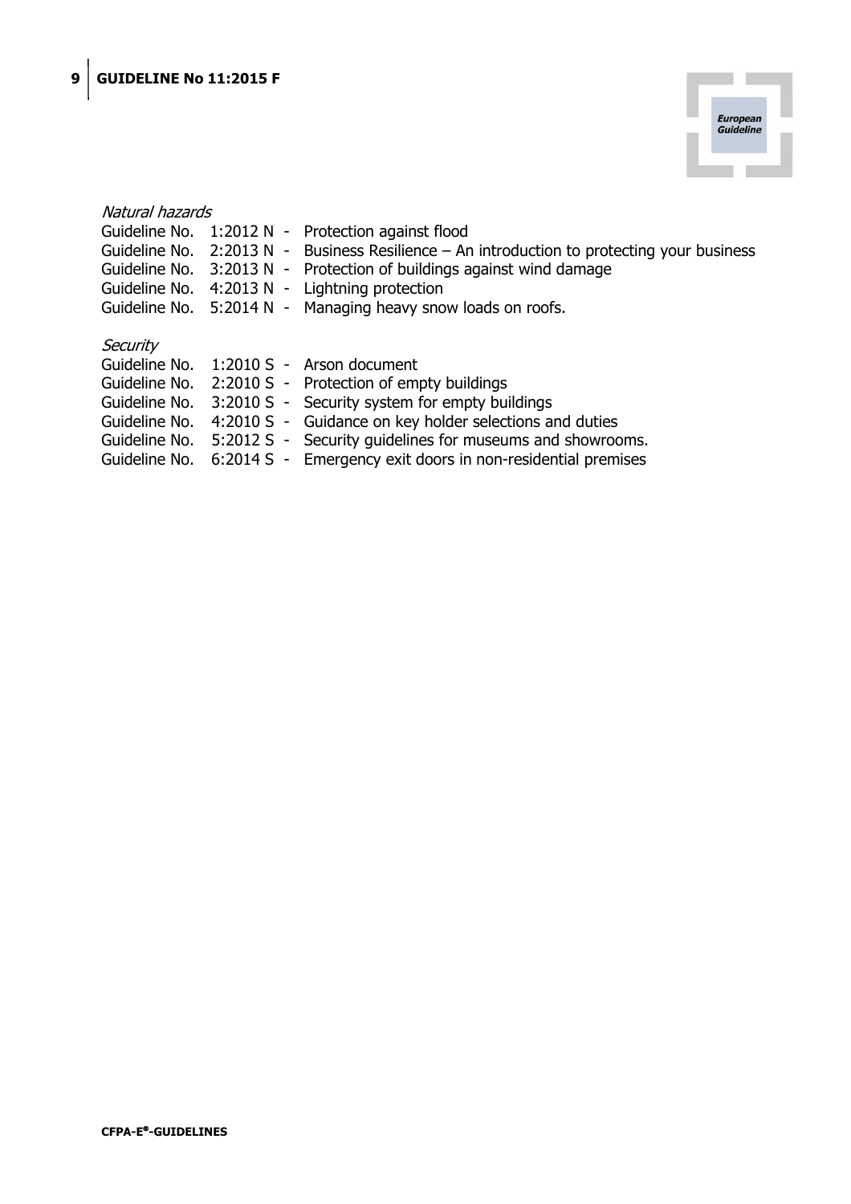*Natural hazards*

Guideline No. 1:2012 N - Protection against flood
Guideline No. 2:2013 N - Business Resilience – An introduction to protecting your business
Guideline No. 3:2013 N - Protection of buildings against wind damage
Guideline No. 4:2013 N - Lightning protection
Guideline No. 5:2014 N - Managing heavy snow loads on roofs.

*Security*

Guideline No. 1:2010 S - Arson document
Guideline No. 2:2010 S - Protection of empty buildings
Guideline No. 3:2010 S - Security system for empty buildings
Guideline No. 4:2010 S - Guidance on key holder selections and duties
Guideline No. 5:2012 S - Security guidelines for museums and showrooms.
Guideline No. 6:2014 S - Emergency exit doors in non-residential premises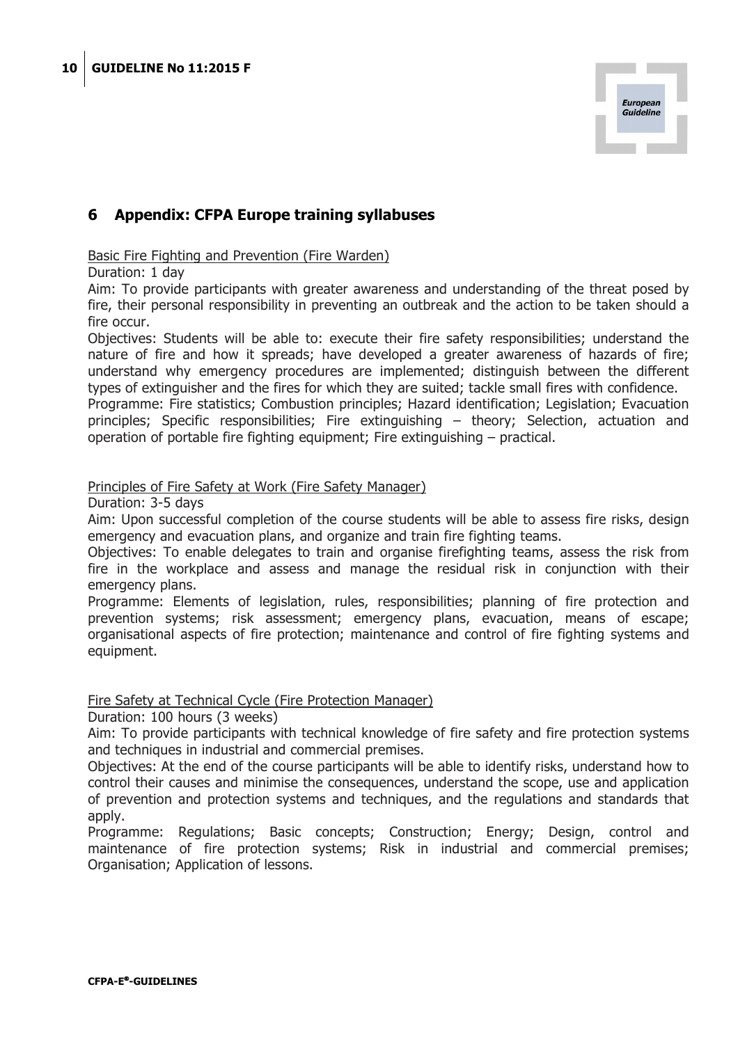## 6 Appendix: CFPA Europe training syllabuses

Basic Fire Fighting and Prevention (Fire Warden)

Duration: 1 day

Aim: To provide participants with greater awareness and understanding of the threat posed by fire, their personal responsibility in preventing an outbreak and the action to be taken should a fire occur.

Objectives: Students will be able to: execute their fire safety responsibilities; understand the nature of fire and how it spreads; have developed a greater awareness of hazards of fire; understand why emergency procedures are implemented; distinguish between the different types of extinguisher and the fires for which they are suited; tackle small fires with confidence.

Programme: Fire statistics; Combustion principles; Hazard identification; Legislation; Evacuation principles; Specific responsibilities; Fire extinguishing – theory; Selection, actuation and operation of portable fire fighting equipment; Fire extinguishing – practical.

Principles of Fire Safety at Work (Fire Safety Manager)

Duration: 3-5 days

Aim: Upon successful completion of the course students will be able to assess fire risks, design emergency and evacuation plans, and organize and train fire fighting teams.

Objectives: To enable delegates to train and organise firefighting teams, assess the risk from fire in the workplace and assess and manage the residual risk in conjunction with their emergency plans.

Programme: Elements of legislation, rules, responsibilities; planning of fire protection and prevention systems; risk assessment; emergency plans, evacuation, means of escape; organisational aspects of fire protection; maintenance and control of fire fighting systems and equipment.

Fire Safety at Technical Cycle (Fire Protection Manager)

Duration: 100 hours (3 weeks)

Aim: To provide participants with technical knowledge of fire safety and fire protection systems and techniques in industrial and commercial premises.

Objectives: At the end of the course participants will be able to identify risks, understand how to control their causes and minimise the consequences, understand the scope, use and application of prevention and protection systems and techniques, and the regulations and standards that apply.

Programme: Regulations; Basic concepts; Construction; Energy; Design, control and maintenance of fire protection systems; Risk in industrial and commercial premises; Organisation; Application of lessons.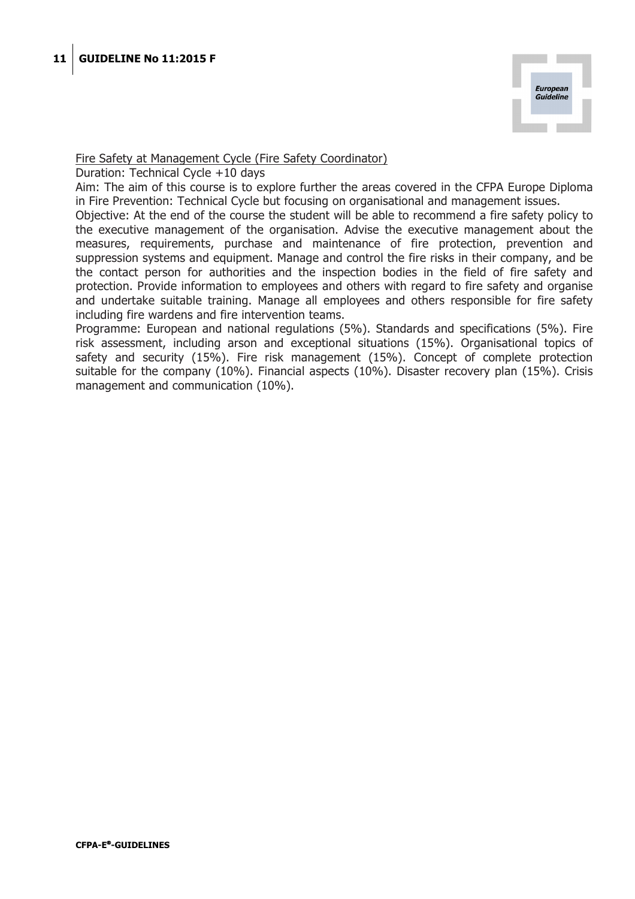Fire Safety at Management Cycle (Fire Safety Coordinator)

Duration: Technical Cycle +10 days

Aim: The aim of this course is to explore further the areas covered in the CFPA Europe Diploma in Fire Prevention: Technical Cycle but focusing on organisational and management issues.

Objective: At the end of the course the student will be able to recommend a fire safety policy to the executive management of the organisation. Advise the executive management about the measures, requirements, purchase and maintenance of fire protection, prevention and suppression systems and equipment. Manage and control the fire risks in their company, and be the contact person for authorities and the inspection bodies in the field of fire safety and protection. Provide information to employees and others with regard to fire safety and organise and undertake suitable training. Manage all employees and others responsible for fire safety including fire wardens and fire intervention teams.

Programme: European and national regulations (5%). Standards and specifications (5%). Fire risk assessment, including arson and exceptional situations (15%). Organisational topics of safety and security (15%). Fire risk management (15%). Concept of complete protection suitable for the company (10%). Financial aspects (10%). Disaster recovery plan (15%). Crisis management and communication (10%).